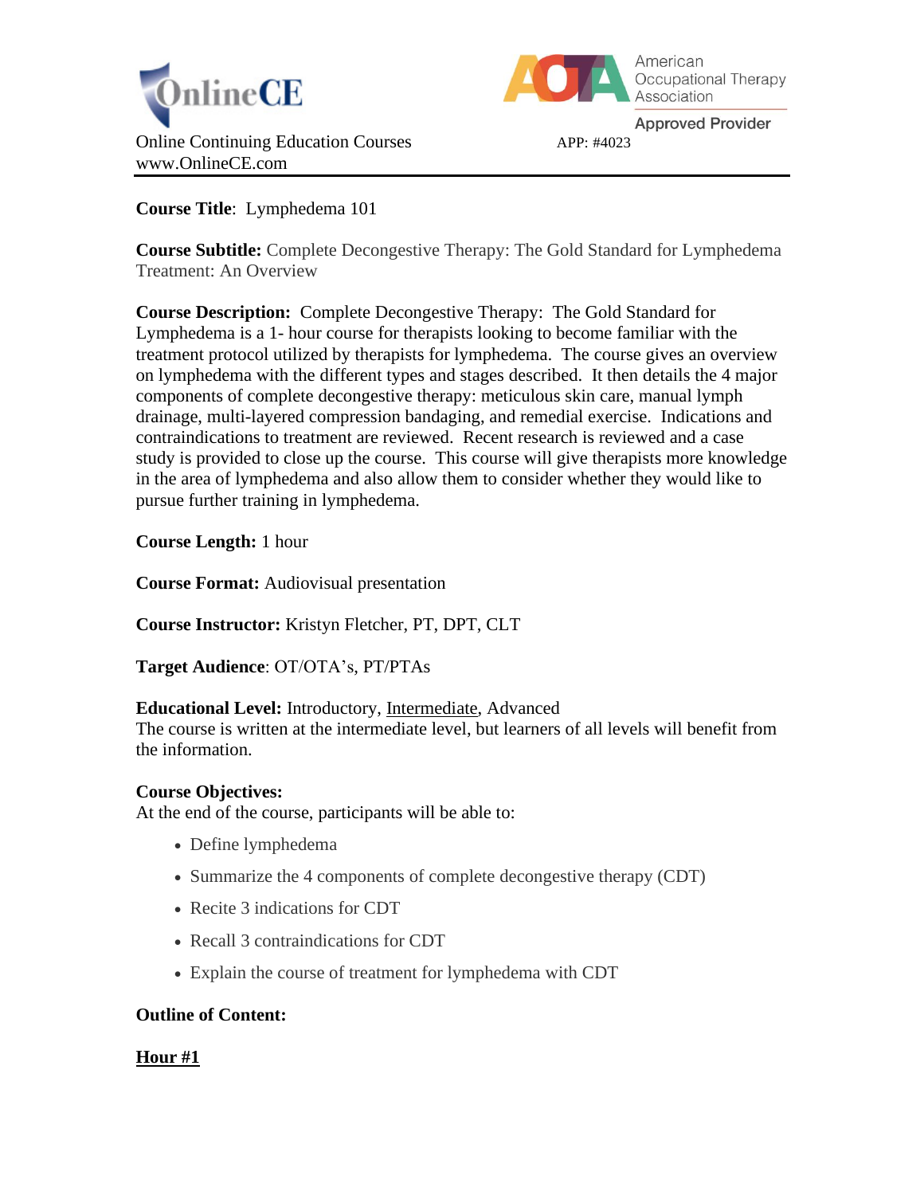OnlineCE

Online Continuing Education Courses
www.OnlineCE.com

American Occupational Therapy Association
Approved Provider
APP: #4023

**Course Title**: Lymphedema 101

**Course Subtitle:** Complete Decongestive Therapy: The Gold Standard for Lymphedema Treatment: An Overview

**Course Description:** Complete Decongestive Therapy: The Gold Standard for Lymphedema is a 1- hour course for therapists looking to become familiar with the treatment protocol utilized by therapists for lymphedema. The course gives an overview on lymphedema with the different types and stages described. It then details the 4 major components of complete decongestive therapy: meticulous skin care, manual lymph drainage, multi-layered compression bandaging, and remedial exercise. Indications and contraindications to treatment are reviewed. Recent research is reviewed and a case study is provided to close up the course. This course will give therapists more knowledge in the area of lymphedema and also allow them to consider whether they would like to pursue further training in lymphedema.

**Course Length:** 1 hour

**Course Format:** Audiovisual presentation

**Course Instructor:** Kristyn Fletcher, PT, DPT, CLT

**Target Audience**: OT/OTA's, PT/PTAs

**Educational Level:** Introductory, <u>Intermediate</u>, Advanced
The course is written at the intermediate level, but learners of all levels will benefit from the information.

**Course Objectives:**
At the end of the course, participants will be able to:

- Define lymphedema
- Summarize the 4 components of complete decongestive therapy (CDT)
- Recite 3 indications for CDT
- Recall 3 contraindications for CDT
- Explain the course of treatment for lymphedema with CDT

**Outline of Content:**

**<u>Hour #1</u>**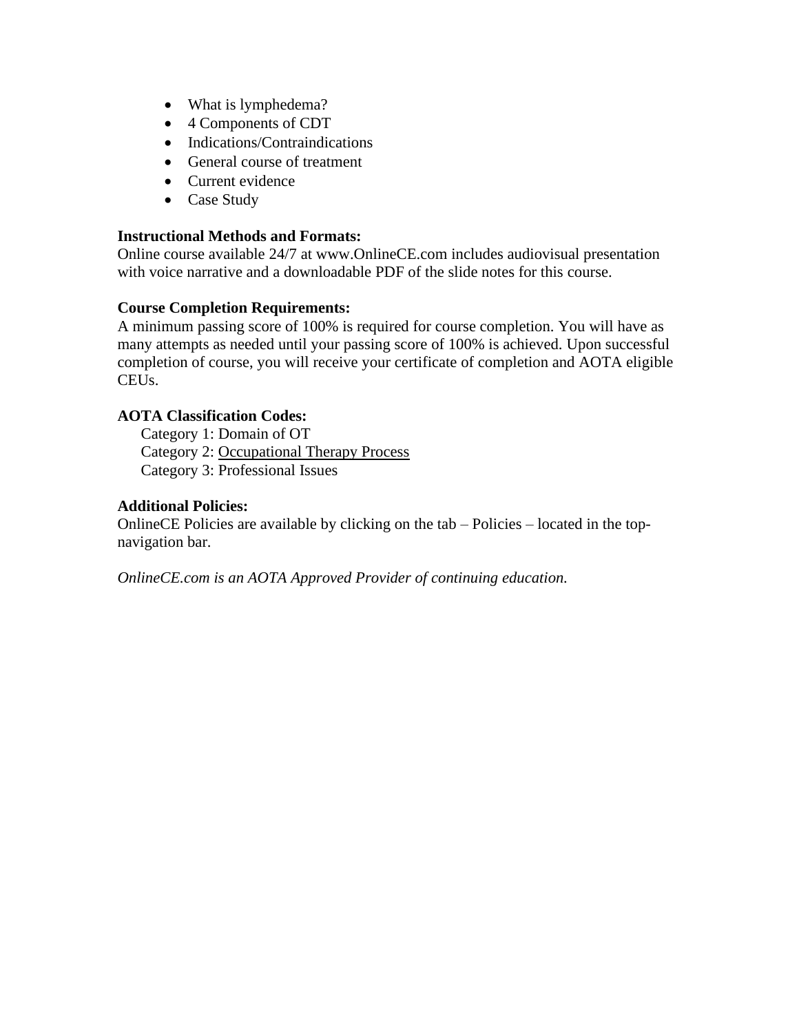- What is lymphedema?
- 4 Components of CDT
- Indications/Contraindications
- General course of treatment
- Current evidence
- Case Study

**Instructional Methods and Formats:**
Online course available 24/7 at www.OnlineCE.com includes audiovisual presentation with voice narrative and a downloadable PDF of the slide notes for this course.

**Course Completion Requirements:**
A minimum passing score of 100% is required for course completion. You will have as many attempts as needed until your passing score of 100% is achieved. Upon successful completion of course, you will receive your certificate of completion and AOTA eligible CEUs.

**AOTA Classification Codes:**
Category 1: Domain of OT
Category 2: Occupational Therapy Process
Category 3: Professional Issues

**Additional Policies:**
OnlineCE Policies are available by clicking on the tab – Policies – located in the top-navigation bar.

*OnlineCE.com is an AOTA Approved Provider of continuing education.*